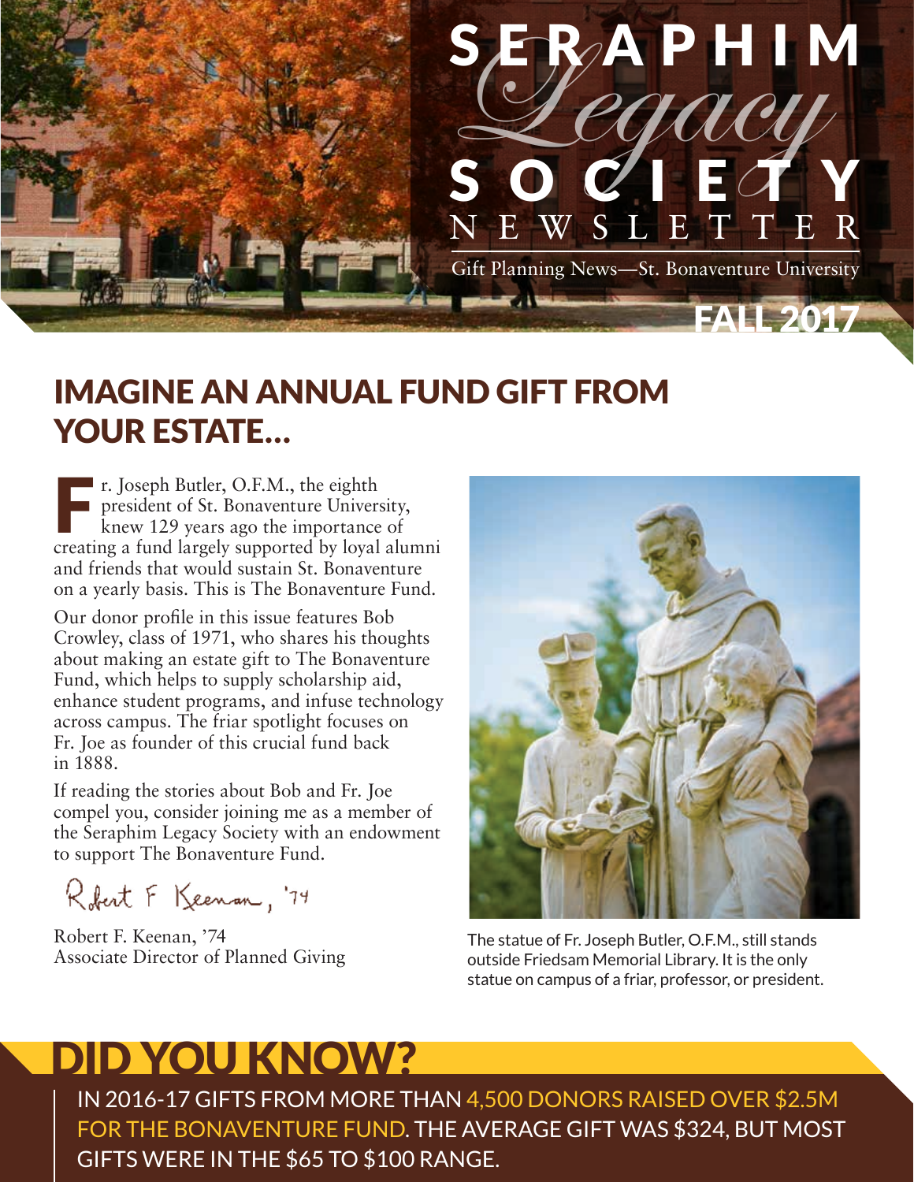# SERAPHIM *Legacy* SOCIETY NEWSLETTER

Gift Planning News—St. Bonaventure University

FALL 2017

## IMAGINE AN ANNUAL FUND GIFT FROM YOUR ESTATE...

Fr. Joseph Butler, O.F.M., the eighth president of St. Bonaventure University, knew 129 years ago the importance of creating a fund largely supported by loyal alumni and friends that would sustain St. Bonaventure on a yearly basis. This is The Bonaventure Fund.

Our donor profile in this issue features Bob Crowley, class of 1971, who shares his thoughts about making an estate gift to The Bonaventure Fund, which helps to supply scholarship aid, enhance student programs, and infuse technology across campus. The friar spotlight focuses on Fr. Joe as founder of this crucial fund back in 1888.

If reading the stories about Bob and Fr. Joe compel you, consider joining me as a member of the Seraphim Legacy Society with an endowment to support The Bonaventure Fund.

Robert F Keenan, '74

Robert F. Keenan, '74
Associate Director of Planned Giving

The statue of Fr. Joseph Butler, O.F.M., still stands outside Friedsam Memorial Library. It is the only statue on campus of a friar, professor, or president.

## DID YOU KNOW?

IN 2016-17 GIFTS FROM MORE THAN 4,500 DONORS RAISED OVER $2.5M FOR THE BONAVENTURE FUND. THE AVERAGE GIFT WAS $324, BUT MOST GIFTS WERE IN THE $65 TO $100 RANGE.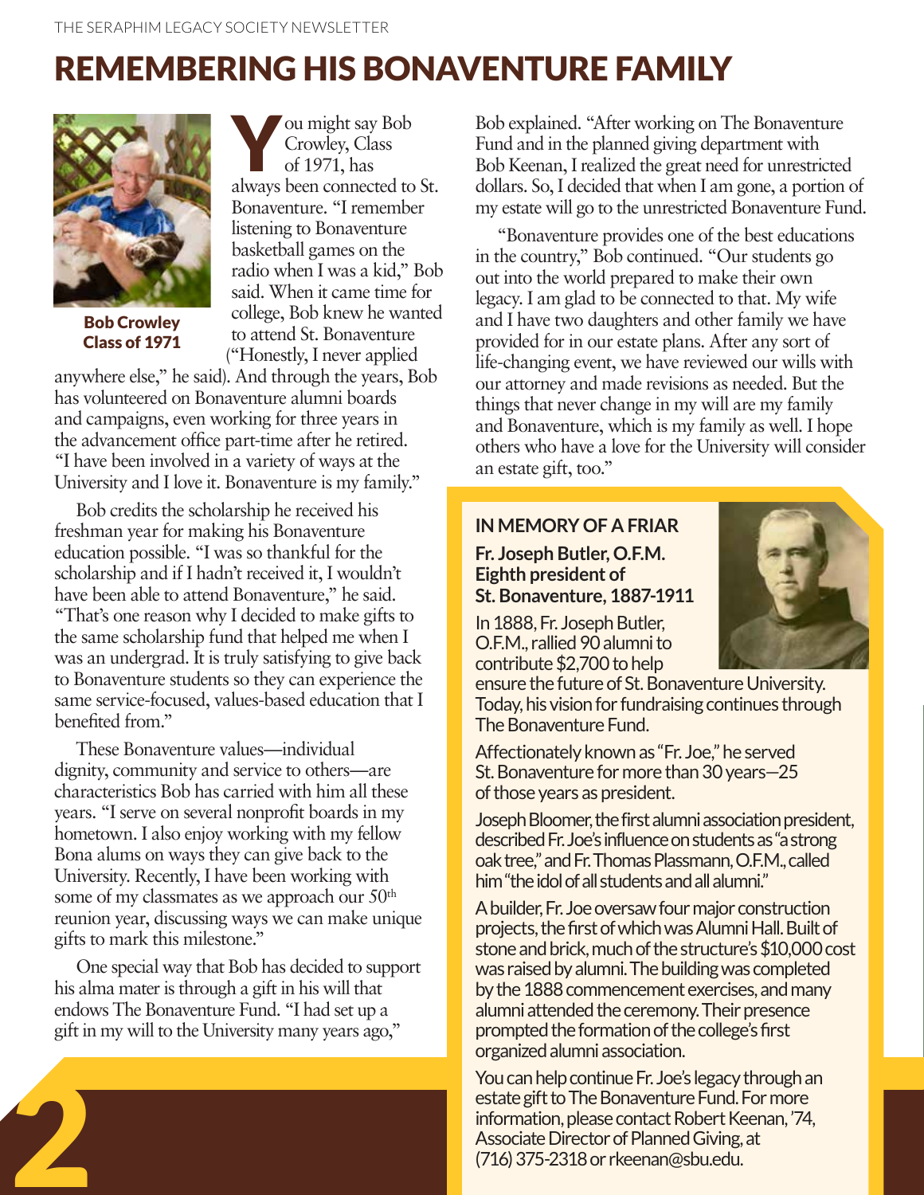# REMEMBERING HIS BONAVENTURE FAMILY

**Bob Crowley**
**Class of 1971**

You might say Bob Crowley, Class of 1971, has always been connected to St. Bonaventure. "I remember listening to Bonaventure basketball games on the radio when I was a kid," Bob said. When it came time for college, Bob knew he wanted to attend St. Bonaventure ("Honestly, I never applied anywhere else," he said). And through the years, Bob has volunteered on Bonaventure alumni boards and campaigns, even working for three years in the advancement office part-time after he retired. "I have been involved in a variety of ways at the University and I love it. Bonaventure is my family."

Bob credits the scholarship he received his freshman year for making his Bonaventure education possible. "I was so thankful for the scholarship and if I hadn't received it, I wouldn't have been able to attend Bonaventure," he said. "That's one reason why I decided to make gifts to the same scholarship fund that helped me when I was an undergrad. It is truly satisfying to give back to Bonaventure students so they can experience the same service-focused, values-based education that I benefited from."

These Bonaventure values—individual dignity, community and service to others—are characteristics Bob has carried with him all these years. "I serve on several nonprofit boards in my hometown. I also enjoy working with my fellow Bona alums on ways they can give back to the University. Recently, I have been working with some of my classmates as we approach our 50th reunion year, discussing ways we can make unique gifts to mark this milestone."

One special way that Bob has decided to support his alma mater is through a gift in his will that endows The Bonaventure Fund. "I had set up a gift in my will to the University many years ago," Bob explained. "After working on The Bonaventure Fund and in the planned giving department with Bob Keenan, I realized the great need for unrestricted dollars. So, I decided that when I am gone, a portion of my estate will go to the unrestricted Bonaventure Fund.

"Bonaventure provides one of the best educations in the country," Bob continued. "Our students go out into the world prepared to make their own legacy. I am glad to be connected to that. My wife and I have two daughters and other family we have provided for in our estate plans. After any sort of life-changing event, we have reviewed our wills with our attorney and made revisions as needed. But the things that never change in my will are my family and Bonaventure, which is my family as well. I hope others who have a love for the University will consider an estate gift, too."

## IN MEMORY OF A FRIAR

**Fr. Joseph Butler, O.F.M.**
**Eighth president of St. Bonaventure, 1887-1911**

In 1888, Fr. Joseph Butler, O.F.M., rallied 90 alumni to contribute $2,700 to help ensure the future of St. Bonaventure University. Today, his vision for fundraising continues through The Bonaventure Fund.

Affectionately known as "Fr. Joe," he served St. Bonaventure for more than 30 years—25 of those years as president.

Joseph Bloomer, the first alumni association president, described Fr. Joe's influence on students as "a strong oak tree," and Fr. Thomas Plassmann, O.F.M., called him "the idol of all students and all alumni."

A builder, Fr. Joe oversaw four major construction projects, the first of which was Alumni Hall. Built of stone and brick, much of the structure's $10,000 cost was raised by alumni. The building was completed by the 1888 commencement exercises, and many alumni attended the ceremony. Their presence prompted the formation of the college's first organized alumni association.

You can help continue Fr. Joe's legacy through an estate gift to The Bonaventure Fund. For more information, please contact Robert Keenan, '74, Associate Director of Planned Giving, at (716) 375-2318 or rkeenan@sbu.edu.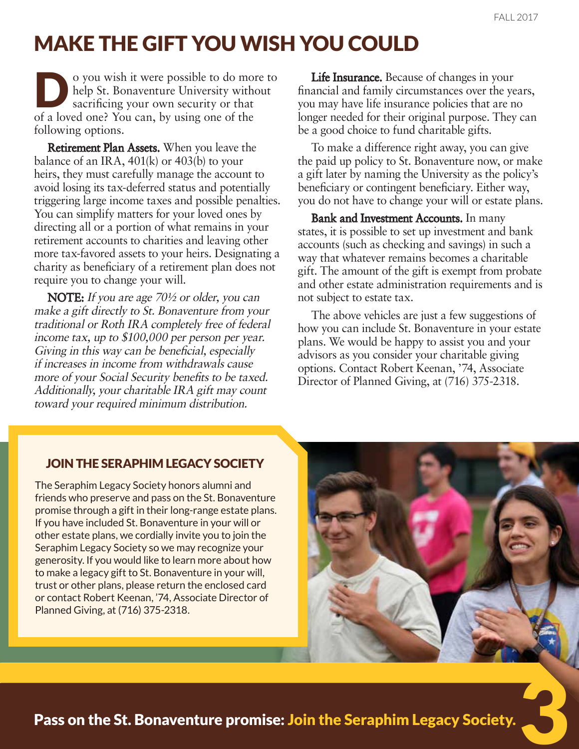# MAKE THE GIFT YOU WISH YOU COULD

Do you wish it were possible to do more to help St. Bonaventure University without sacrificing your own security or that of a loved one? You can, by using one of the following options.

**Retirement Plan Assets.** When you leave the balance of an IRA, 401(k) or 403(b) to your heirs, they must carefully manage the account to avoid losing its tax-deferred status and potentially triggering large income taxes and possible penalties. You can simplify matters for your loved ones by directing all or a portion of what remains in your retirement accounts to charities and leaving other more tax-favored assets to your heirs. Designating a charity as beneficiary of a retirement plan does not require you to change your will.

**NOTE:** *If you are age 70½ or older, you can make a gift directly to St. Bonaventure from your traditional or Roth IRA completely free of federal income tax, up to $100,000 per person per year. Giving in this way can be beneficial, especially if increases in income from withdrawals cause more of your Social Security benefits to be taxed. Additionally, your charitable IRA gift may count toward your required minimum distribution.*

**Life Insurance.** Because of changes in your financial and family circumstances over the years, you may have life insurance policies that are no longer needed for their original purpose. They can be a good choice to fund charitable gifts.

To make a difference right away, you can give the paid up policy to St. Bonaventure now, or make a gift later by naming the University as the policy's beneficiary or contingent beneficiary. Either way, you do not have to change your will or estate plans.

**Bank and Investment Accounts.** In many states, it is possible to set up investment and bank accounts (such as checking and savings) in such a way that whatever remains becomes a charitable gift. The amount of the gift is exempt from probate and other estate administration requirements and is not subject to estate tax.

The above vehicles are just a few suggestions of how you can include St. Bonaventure in your estate plans. We would be happy to assist you and your advisors as you consider your charitable giving options. Contact Robert Keenan, '74, Associate Director of Planned Giving, at (716) 375-2318.

## JOIN THE SERAPHIM LEGACY SOCIETY

The Seraphim Legacy Society honors alumni and friends who preserve and pass on the St. Bonaventure promise through a gift in their long-range estate plans. If you have included St. Bonaventure in your will or other estate plans, we cordially invite you to join the Seraphim Legacy Society so we may recognize your generosity. If you would like to learn more about how to make a legacy gift to St. Bonaventure in your will, trust or other plans, please return the enclosed card or contact Robert Keenan, '74, Associate Director of Planned Giving, at (716) 375-2318.

**Pass on the St. Bonaventure promise: Join the Seraphim Legacy Society.**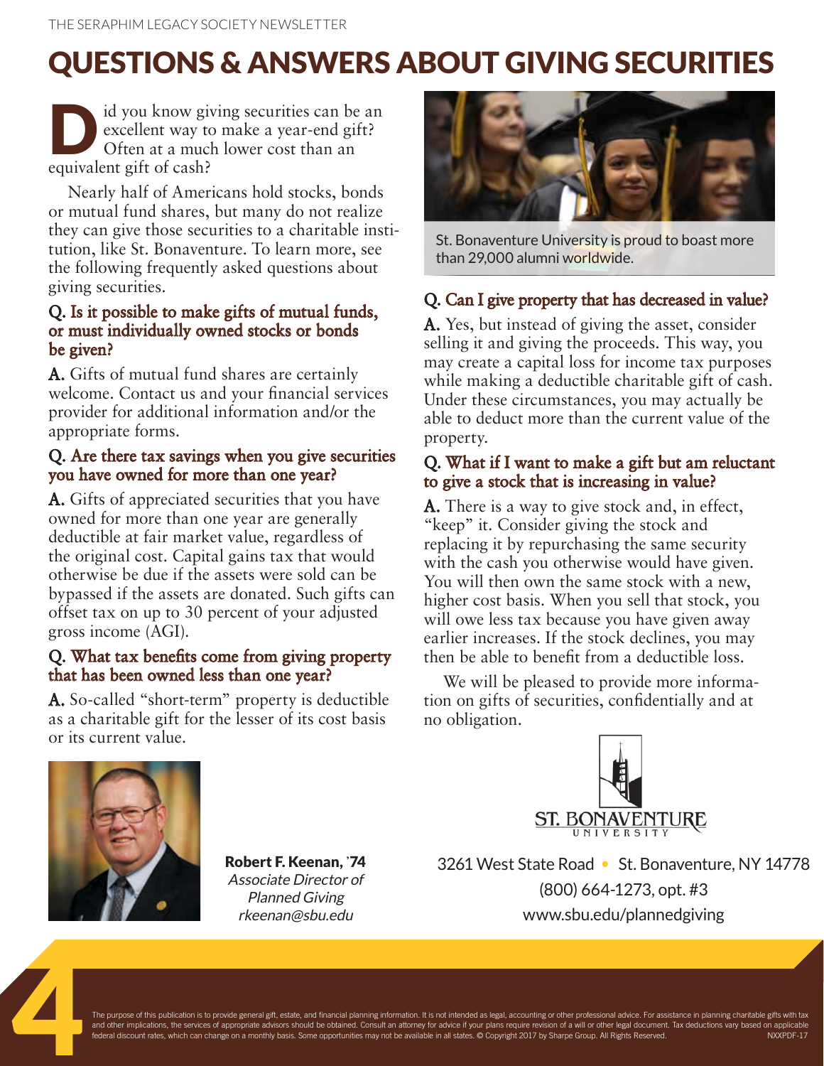// THE SERAPHIM LEGACY SOCIETY NEWSLETTER is a running header; omit.

# QUESTIONS & ANSWERS ABOUT GIVING SECURITIES

Did you know giving securities can be an excellent way to make a year-end gift? Often at a much lower cost than an equivalent gift of cash?

Nearly half of Americans hold stocks, bonds or mutual fund shares, but many do not realize they can give those securities to a charitable institution, like St. Bonaventure. To learn more, see the following frequently asked questions about giving securities.

### Q. Is it possible to make gifts of mutual funds, or must individually owned stocks or bonds be given?

**A.** Gifts of mutual fund shares are certainly welcome. Contact us and your financial services provider for additional information and/or the appropriate forms.

### Q. Are there tax savings when you give securities you have owned for more than one year?

**A.** Gifts of appreciated securities that you have owned for more than one year are generally deductible at fair market value, regardless of the original cost. Capital gains tax that would otherwise be due if the assets were sold can be bypassed if the assets are donated. Such gifts can offset tax on up to 30 percent of your adjusted gross income (AGI).

### Q. What tax benefits come from giving property that has been owned less than one year?

**A.** So-called "short-term" property is deductible as a charitable gift for the lesser of its cost basis or its current value.

St. Bonaventure University is proud to boast more than 29,000 alumni worldwide.

### Q. Can I give property that has decreased in value?

**A.** Yes, but instead of giving the asset, consider selling it and giving the proceeds. This way, you may create a capital loss for income tax purposes while making a deductible charitable gift of cash. Under these circumstances, you may actually be able to deduct more than the current value of the property.

### Q. What if I want to make a gift but am reluctant to give a stock that is increasing in value?

**A.** There is a way to give stock and, in effect, "keep" it. Consider giving the stock and replacing it by repurchasing the same security with the cash you otherwise would have given. You will then own the same stock with a new, higher cost basis. When you sell that stock, you will owe less tax because you have given away earlier increases. If the stock declines, you may then be able to benefit from a deductible loss.

We will be pleased to provide more information on gifts of securities, confidentially and at no obligation.

**Robert F. Keenan, '74**
*Associate Director of Planned Giving*
*rkeenan@sbu.edu*

ST. BONAVENTURE UNIVERSITY

3261 West State Road • St. Bonaventure, NY 14778
(800) 664-1273, opt. #3
www.sbu.edu/plannedgiving

The purpose of this publication is to provide general gift, estate, and financial planning information. It is not intended as legal, accounting or other professional advice. For assistance in planning charitable gifts with tax and other implications, the services of appropriate advisors should be obtained. Consult an attorney for advice if your plans require revision of a will or other legal document. Tax deductions vary based on applicable federal discount rates, which can change on a monthly basis. Some opportunities may not be available in all states. © Copyright 2017 by Sharpe Group. All Rights Reserved. NXXPDF-17